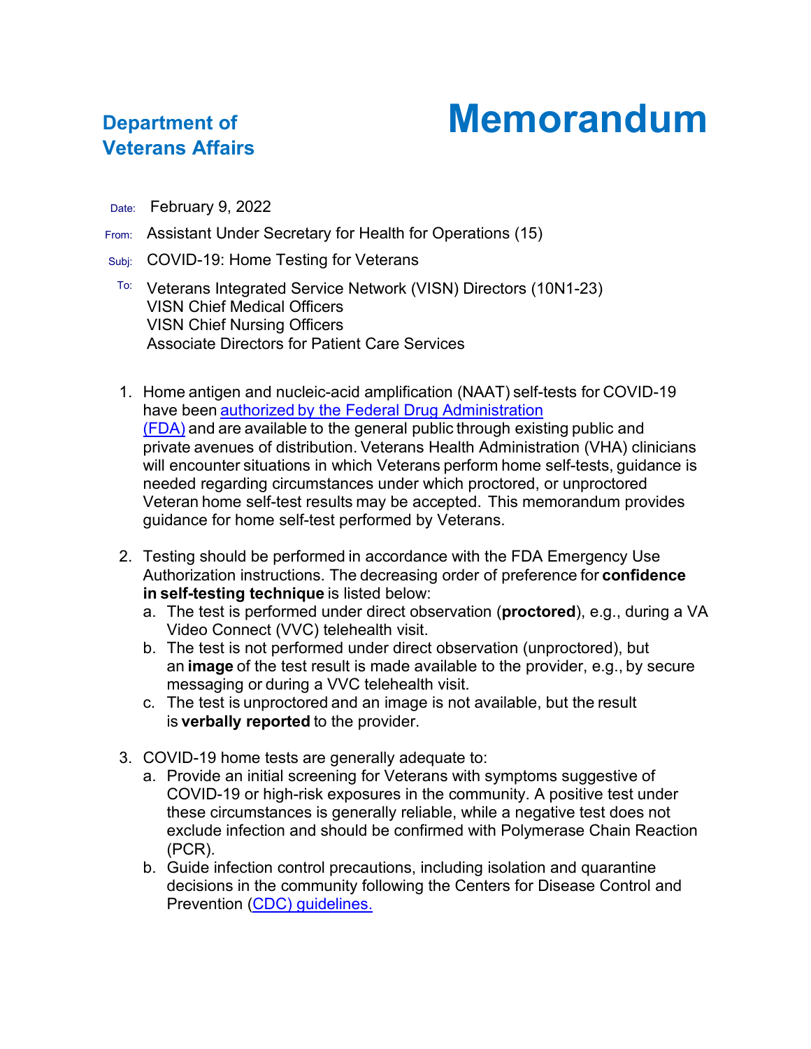**Department of Veterans Affairs**

# Memorandum

Date: February 9, 2022

From: Assistant Under Secretary for Health for Operations (15)

Subj: COVID-19: Home Testing for Veterans

To: Veterans Integrated Service Network (VISN) Directors (10N1-23)
VISN Chief Medical Officers
VISN Chief Nursing Officers
Associate Directors for Patient Care Services

1. Home antigen and nucleic-acid amplification (NAAT) self-tests for COVID-19 have been authorized by the Federal Drug Administration (FDA) and are available to the general public through existing public and private avenues of distribution. Veterans Health Administration (VHA) clinicians will encounter situations in which Veterans perform home self-tests, guidance is needed regarding circumstances under which proctored, or unproctored Veteran home self-test results may be accepted. This memorandum provides guidance for home self-test performed by Veterans.

2. Testing should be performed in accordance with the FDA Emergency Use Authorization instructions. The decreasing order of preference for **confidence in self-testing technique** is listed below:
   a. The test is performed under direct observation (**proctored**), e.g., during a VA Video Connect (VVC) telehealth visit.
   b. The test is not performed under direct observation (unproctored), but an **image** of the test result is made available to the provider, e.g., by secure messaging or during a VVC telehealth visit.
   c. The test is unproctored and an image is not available, but the result is **verbally reported** to the provider.

3. COVID-19 home tests are generally adequate to:
   a. Provide an initial screening for Veterans with symptoms suggestive of COVID-19 or high-risk exposures in the community. A positive test under these circumstances is generally reliable, while a negative test does not exclude infection and should be confirmed with Polymerase Chain Reaction (PCR).
   b. Guide infection control precautions, including isolation and quarantine decisions in the community following the Centers for Disease Control and Prevention (CDC) guidelines.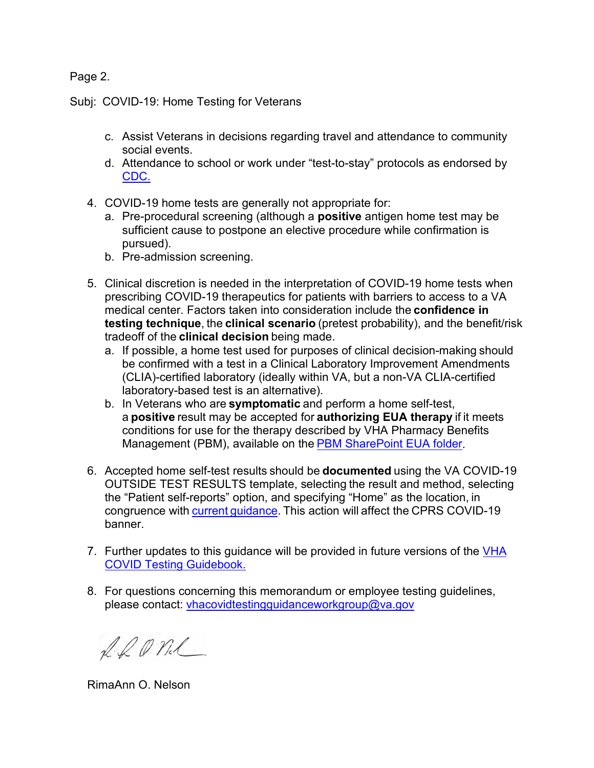Subj: COVID-19: Home Testing for Veterans

   c. Assist Veterans in decisions regarding travel and attendance to community social events.
   d. Attendance to school or work under "test-to-stay" protocols as endorsed by [CDC.](CDC.)

4. COVID-19 home tests are generally not appropriate for:
   a. Pre-procedural screening (although a **positive** antigen home test may be sufficient cause to postpone an elective procedure while confirmation is pursued).
   b. Pre-admission screening.

5. Clinical discretion is needed in the interpretation of COVID-19 home tests when prescribing COVID-19 therapeutics for patients with barriers to access to a VA medical center. Factors taken into consideration include the **confidence in testing technique**, the **clinical scenario** (pretest probability), and the benefit/risk tradeoff of the **clinical decision** being made.
   a. If possible, a home test used for purposes of clinical decision-making should be confirmed with a test in a Clinical Laboratory Improvement Amendments (CLIA)-certified laboratory (ideally within VA, but a non-VA CLIA-certified laboratory-based test is an alternative).
   b. In Veterans who are **symptomatic** and perform a home self-test, a **positive** result may be accepted for **authorizing EUA therapy** if it meets conditions for use for the therapy described by VHA Pharmacy Benefits Management (PBM), available on the PBM SharePoint EUA folder.

6. Accepted home self-test results should be **documented** using the VA COVID-19 OUTSIDE TEST RESULTS template, selecting the result and method, selecting the "Patient self-reports" option, and specifying "Home" as the location, in congruence with current guidance. This action will affect the CPRS COVID-19 banner.

7. Further updates to this guidance will be provided in future versions of the VHA COVID Testing Guidebook.

8. For questions concerning this memorandum or employee testing guidelines, please contact: vhacovidtestingguidanceworkgroup@va.gov

RimaAnn O. Nelson